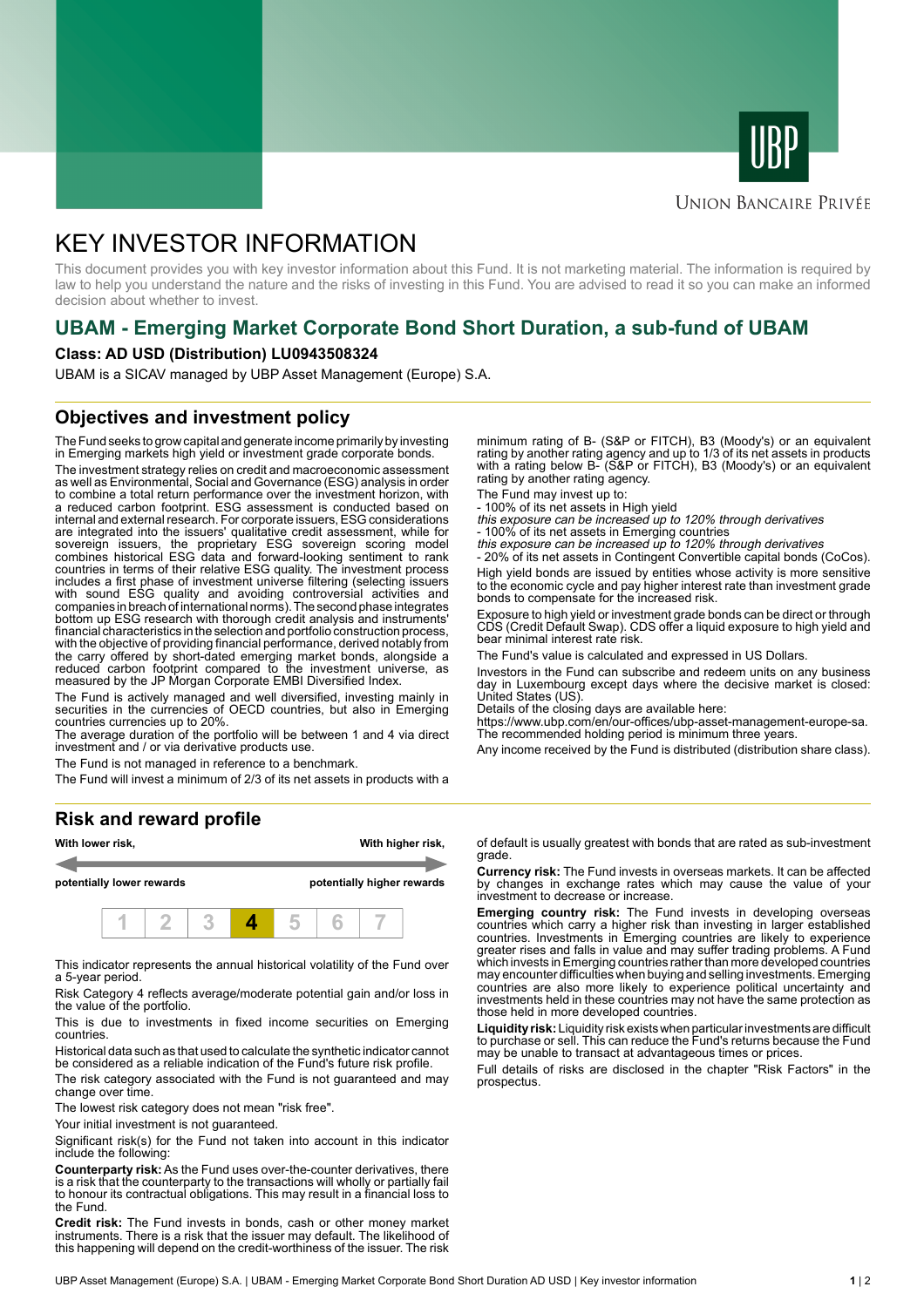UNION BANCAIRE PRIVÉE

# KEY INVESTOR INFORMATION

This document provides you with key investor information about this Fund. It is not marketing material. The information is required by law to help you understand the nature and the risks of investing in this Fund. You are advised to read it so you can make an informed decision about whether to invest.

## UBAM - Emerging Market Corporate Bond Short Duration, a sub-fund of UBAM

**Class: AD USD (Distribution) LU0943508324**

UBAM is a SICAV managed by UBP Asset Management (Europe) S.A.

## Objectives and investment policy

The Fund seeks to grow capital and generate income primarily by investing in Emerging markets high yield or investment grade corporate bonds.

The investment strategy relies on credit and macroeconomic assessment as well as Environmental, Social and Governance (ESG) analysis in order to combine a total return performance over the investment horizon, with a reduced carbon footprint. ESG assessment is conducted based on internal and external research. For corporate issuers, ESG considerations are integrated into the issuers' qualitative credit assessment, while for sovereign issuers, the proprietary ESG sovereign scoring model combines historical ESG data and forward-looking sentiment to rank countries in terms of their relative ESG quality. The investment process includes a first phase of investment universe filtering (selecting issuers with sound ESG quality and avoiding controversial activities and companies in breach of international norms). The second phase integrates bottom up ESG research with thorough credit analysis and instruments' financial characteristics in the selection and portfolio construction process, with the objective of providing financial performance, derived notably from the carry offered by short-dated emerging market bonds, alongside a reduced carbon footprint compared to the investment universe, as measured by the JP Morgan Corporate EMBI Diversified Index.

The Fund is actively managed and well diversified, investing mainly in securities in the currencies of OECD countries, but also in Emerging countries currencies up to 20%.

The average duration of the portfolio will be between 1 and 4 via direct investment and / or via derivative products use.

The Fund is not managed in reference to a benchmark.

The Fund will invest a minimum of 2/3 of its net assets in products with a minimum rating of B- (S&P or FITCH), B3 (Moody's) or an equivalent rating by another rating agency and up to 1/3 of its net assets in products with a rating below B- (S&P or FITCH), B3 (Moody's) or an equivalent rating by another rating agency.

The Fund may invest up to:

- 100% of its net assets in High yield
  *this exposure can be increased up to 120% through derivatives*
- 100% of its net assets in Emerging countries
  *this exposure can be increased up to 120% through derivatives*
- 20% of its net assets in Contingent Convertible capital bonds (CoCos).

High yield bonds are issued by entities whose activity is more sensitive to the economic cycle and pay higher interest rate than investment grade bonds to compensate for the increased risk.

Exposure to high yield or investment grade bonds can be direct or through CDS (Credit Default Swap). CDS offer a liquid exposure to high yield and bear minimal interest rate risk.

The Fund's value is calculated and expressed in US Dollars.

Investors in the Fund can subscribe and redeem units on any business day in Luxembourg except days where the decisive market is closed: United States (US).

Details of the closing days are available here:
https://www.ubp.com/en/our-offices/ubp-asset-management-europe-sa.
The recommended holding period is minimum three years.

Any income received by the Fund is distributed (distribution share class).

## Risk and reward profile

| With lower risk, potentially lower rewards | | | | | | With higher risk, potentially higher rewards |
|---|---|---|---|---|---|---|
| 1 | 2 | 3 | **4** | 5 | 6 | 7 |

This indicator represents the annual historical volatility of the Fund over a 5-year period.

Risk Category 4 reflects average/moderate potential gain and/or loss in the value of the portfolio.

This is due to investments in fixed income securities on Emerging countries.

Historical data such as that used to calculate the synthetic indicator cannot be considered as a reliable indication of the Fund's future risk profile.

The risk category associated with the Fund is not guaranteed and may change over time.

The lowest risk category does not mean "risk free".

Your initial investment is not guaranteed.

Significant risk(s) for the Fund not taken into account in this indicator include the following:

**Counterparty risk:** As the Fund uses over-the-counter derivatives, there is a risk that the counterparty to the transactions will wholly or partially fail to honour its contractual obligations. This may result in a financial loss to the Fund.

**Credit risk:** The Fund invests in bonds, cash or other money market instruments. There is a risk that the issuer may default. The likelihood of this happening will depend on the credit-worthiness of the issuer. The risk of default is usually greatest with bonds that are rated as sub-investment grade.

**Currency risk:** The Fund invests in overseas markets. It can be affected by changes in exchange rates which may cause the value of your investment to decrease or increase.

**Emerging country risk:** The Fund invests in developing overseas countries which carry a higher risk than investing in larger established countries. Investments in Emerging countries are likely to experience greater rises and falls in value and may suffer trading problems. A Fund which invests in Emerging countries rather than more developed countries may encounter difficulties when buying and selling investments. Emerging countries are also more likely to experience political uncertainty and investments held in these countries may not have the same protection as those held in more developed countries.

**Liquidity risk:** Liquidity risk exists when particular investments are difficult to purchase or sell. This can reduce the Fund's returns because the Fund may be unable to transact at advantageous times or prices.

Full details of risks are disclosed in the chapter "Risk Factors" in the prospectus.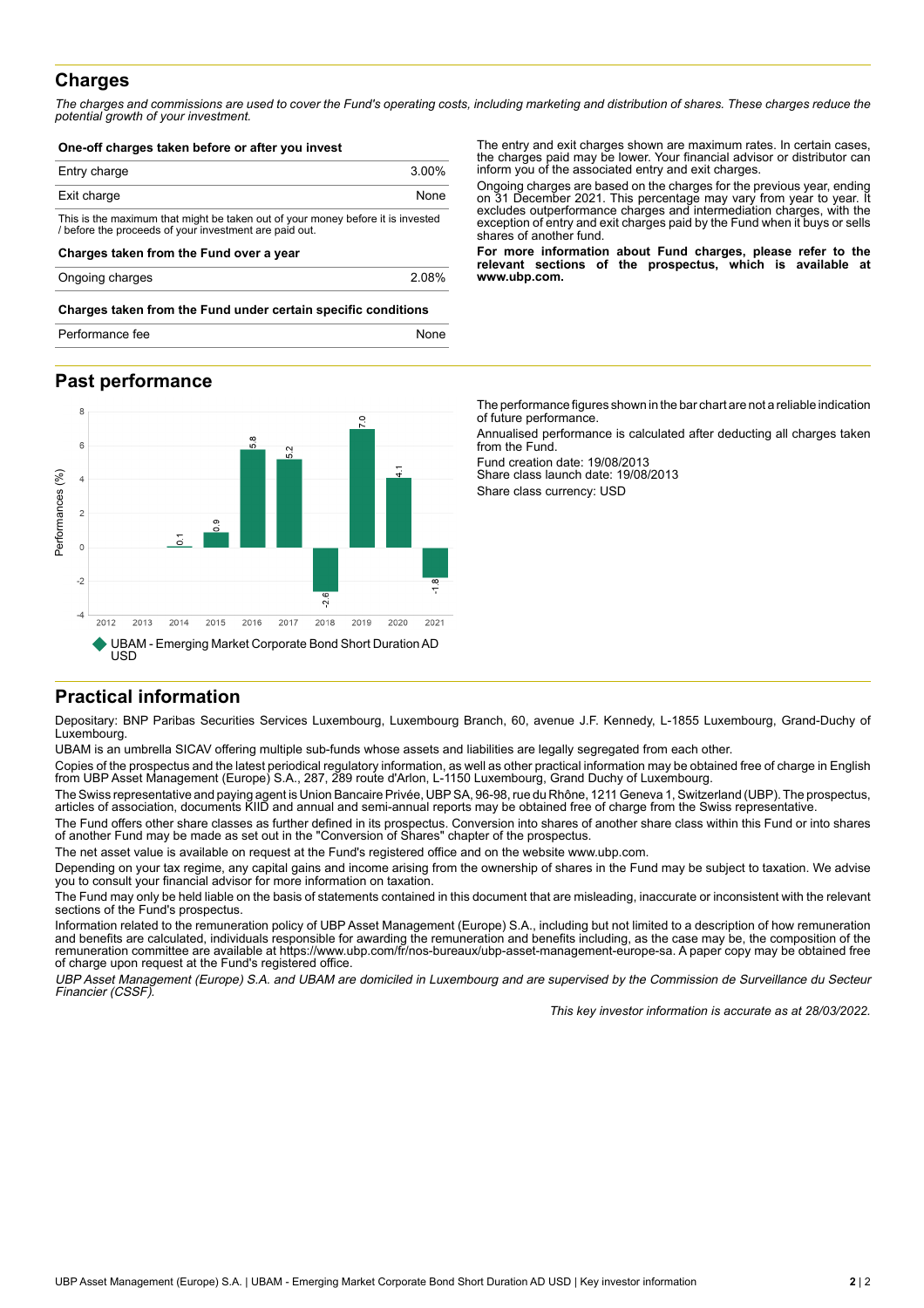## Charges

*The charges and commissions are used to cover the Fund's operating costs, including marketing and distribution of shares. These charges reduce the potential growth of your investment.*

| **One-off charges taken before or after you invest** | |
|---|---|
| Entry charge | 3.00% |
| Exit charge | None |

This is the maximum that might be taken out of your money before it is invested / before the proceeds of your investment are paid out.

| **Charges taken from the Fund over a year** | |
|---|---|
| Ongoing charges | 2.08% |

| **Charges taken from the Fund under certain specific conditions** | |
|---|---|
| Performance fee | None |

The entry and exit charges shown are maximum rates. In certain cases, the charges paid may be lower. Your financial advisor or distributor can inform you of the associated entry and exit charges.

Ongoing charges are based on the charges for the previous year, ending on 31 December 2021. This percentage may vary from year to year. It excludes outperformance charges and intermediation charges, with the exception of entry and exit charges paid by the Fund when it buys or sells shares of another fund.

**For more information about Fund charges, please refer to the relevant sections of the prospectus, which is available at www.ubp.com.**

## Past performance

Performances (%)

8
6
4
2
0
-2
-4

2012 2013 2014 2015 2016 2017 2018 2019 2020 2021

0.1
0.9
5.8
5.2
-2.6
7.0
4.1
-1.8

UBAM - Emerging Market Corporate Bond Short Duration AD USD

The performance figures shown in the bar chart are not a reliable indication of future performance.

Annualised performance is calculated after deducting all charges taken from the Fund.

Fund creation date: 19/08/2013
Share class launch date: 19/08/2013
Share class currency: USD

## Practical information

Depositary: BNP Paribas Securities Services Luxembourg, Luxembourg Branch, 60, avenue J.F. Kennedy, L-1855 Luxembourg, Grand-Duchy of Luxembourg.

UBAM is an umbrella SICAV offering multiple sub-funds whose assets and liabilities are legally segregated from each other.

Copies of the prospectus and the latest periodical regulatory information, as well as other practical information may be obtained free of charge in English from UBP Asset Management (Europe) S.A., 287, 289 route d'Arlon, L-1150 Luxembourg, Grand Duchy of Luxembourg.

The Swiss representative and paying agent is Union Bancaire Privée, UBP SA, 96-98, rue du Rhône, 1211 Geneva 1, Switzerland (UBP). The prospectus, articles of association, documents KIID and annual and semi-annual reports may be obtained free of charge from the Swiss representative.

The Fund offers other share classes as further defined in its prospectus. Conversion into shares of another share class within this Fund or into shares of another Fund may be made as set out in the "Conversion of Shares" chapter of the prospectus.

The net asset value is available on request at the Fund's registered office and on the website www.ubp.com.

Depending on your tax regime, any capital gains and income arising from the ownership of shares in the Fund may be subject to taxation. We advise you to consult your financial advisor for more information on taxation.

The Fund may only be held liable on the basis of statements contained in this document that are misleading, inaccurate or inconsistent with the relevant sections of the Fund's prospectus.

Information related to the remuneration policy of UBP Asset Management (Europe) S.A., including but not limited to a description of how remuneration and benefits are calculated, individuals responsible for awarding the remuneration and benefits including, as the case may be, the composition of the remuneration committee are available at https://www.ubp.com/fr/nos-bureaux/ubp-asset-management-europe-sa. A paper copy may be obtained free of charge upon request at the Fund's registered office.

*UBP Asset Management (Europe) S.A. and UBAM are domiciled in Luxembourg and are supervised by the Commission de Surveillance du Secteur Financier (CSSF).*

*This key investor information is accurate as at 28/03/2022.*